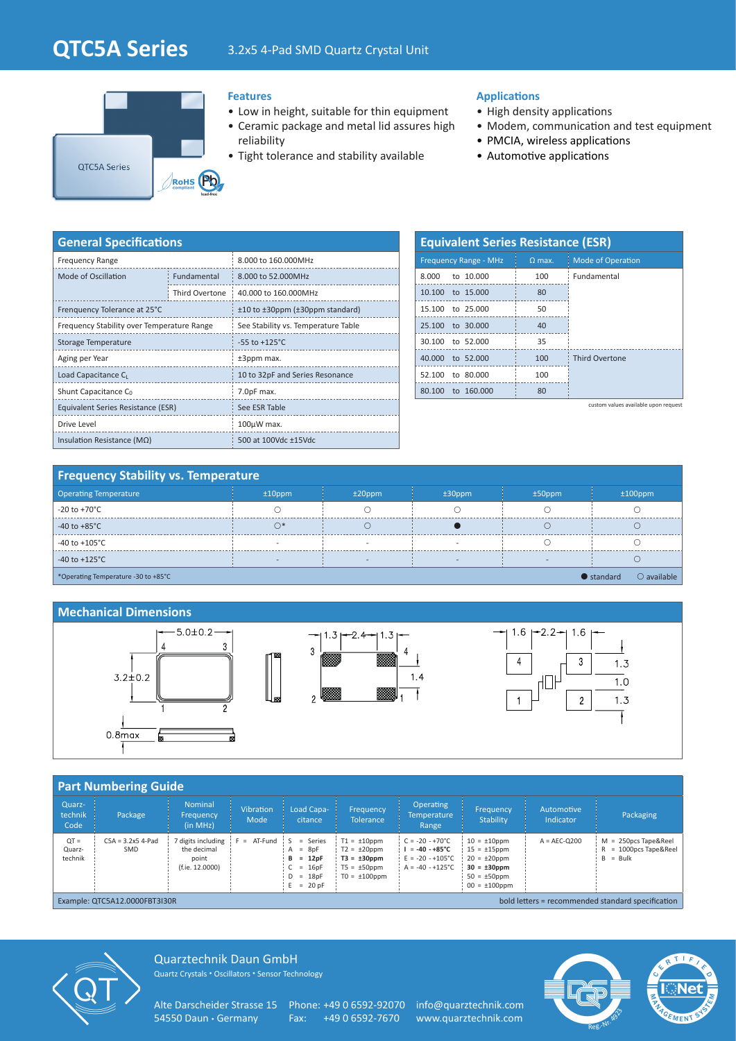# QTC5A Series

3.2x5 4-Pad SMD Quartz Crystal Unit

QTC5A Series

RoHS compliant · Pb lead-free

### Features

- Low in height, suitable for thin equipment
- Ceramic package and metal lid assures high reliability
- Tight tolerance and stability available

### Applications

- High density applications
- Modem, communication and test equipment
- PMCIA, wireless applications
- Automotive applications

## General Specifications

| | | |
|---|---|---|
| Frequency Range | | 8.000 to 160.000MHz |
| Mode of Oscillation | Fundamental | 8.000 to 52.000MHz |
| | Third Overtone | 40.000 to 160.000MHz |
| Frenquency Tolerance at 25°C | | ±10 to ±30ppm (±30ppm standard) |
| Frequency Stability over Temperature Range | | See Stability vs. Temperature Table |
| Storage Temperature | | -55 to +125°C |
| Aging per Year | | ±3ppm max. |
| Load Capacitance $C_L$ | | 10 to 32pF and Series Resonance |
| Shunt Capacitance $C_0$ | | 7.0pF max. |
| Equivalent Series Resistance (ESR) | | See ESR Table |
| Drive Level | | 100µW max. |
| Insulation Resistance (MΩ) | | 500 at 100Vdc ±15Vdc |

## Equivalent Series Resistance (ESR)

| Frequency Range - MHz | Ω max. | Mode of Operation |
|---|---|---|
| 8.000 to 10.000 | 100 | Fundamental |
| 10.100 to 15.000 | 80 | |
| 15.100 to 25.000 | 50 | |
| 25.100 to 30.000 | 40 | |
| 30.100 to 52.000 | 35 | |
| 40.000 to 52.000 | 100 | Third Overtone |
| 52.100 to 80.000 | 100 | |
| 80.100 to 160.000 | 80 | |

custom values available upon request

## Frequency Stability vs. Temperature

| Operating Temperature | ±10ppm | ±20ppm | ±30ppm | ±50ppm | ±100ppm |
|---|---|---|---|---|---|
| -20 to +70°C | ○ | ○ | ○ | ○ | ○ |
| -40 to +85°C | ○* | ○ | ● | ○ | ○ |
| -40 to +105°C | - | - | - | ○ | ○ |
| -40 to +125°C | - | - | - | - | ○ |

*Operating Temperature -30 to +85°C ● standard ○ available

## Mechanical Dimensions

5.0±0.2; 3.2±0.2; 0.8max; 1.3 – 2.4 – 1.3; 1.4; 1.6 – 2.2 – 1.6; 1.3; 1.0; 1.3

## Part Numbering Guide

| Quarz-technik Code | Package | Nominal Frequency (in MHz) | Vibration Mode | Load Capa-citance | Frequency Tolerance | Operating Temperature Range | Frequency Stability | Automotive Indicator | Packaging |
|---|---|---|---|---|---|---|---|---|---|
| QT = Quarz-technik | C5A = 3.2x5 4-Pad SMD | 7 digits including the decimal point (f.ie. 12.0000) | F = AT-Fund | S = Series<br>A = 8pF<br>**B = 12pF**<br>C = 16pF<br>D = 18pF<br>E = 20 pF | T1 = ±10ppm<br>T2 = ±20ppm<br>**T3 = ±30ppm**<br>T5 = ±50ppm<br>T0 = ±100ppm | C = -20 - +70°C<br>**I = -40 - +85°C**<br>E = -20 - +105°C<br>A = -40 - +125°C | 10 = ±10ppm<br>15 = ±15ppm<br>20 = ±20ppm<br>**30 = ±30ppm**<br>50 = ±50ppm<br>00 = ±100ppm | A = AEC-Q200 | M = 250pcs Tape&Reel<br>R = 1000pcs Tape&Reel<br>B = Bulk |

Example: QTC5A12.0000FBT3I30R — bold letters = recommended standard specification

Quarztechnik Daun GmbH
Quartz Crystals • Oscillators • Sensor Technology

Alte Darscheider Strasse 15
54550 Daun • Germany

Phone: +49 0 6592-92070
Fax: +49 0 6592-7670

info@quarztechnik.com
www.quarztechnik.com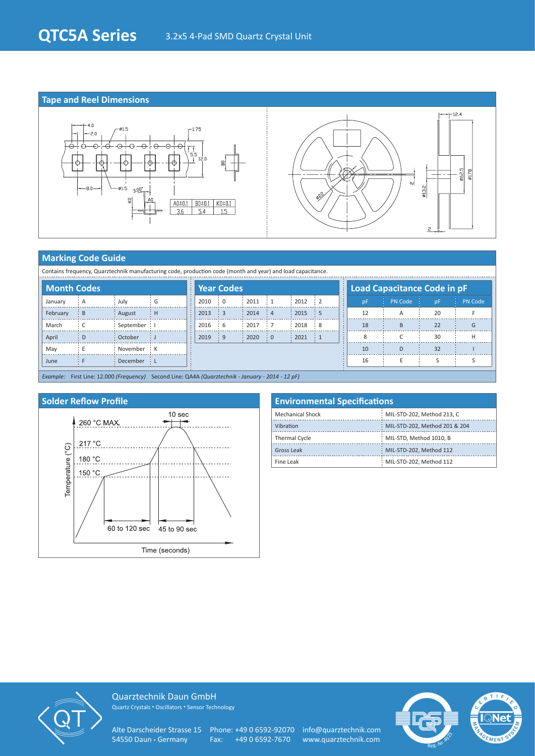# QTC5A Series

3.2x5 4-Pad SMD Quartz Crystal Unit

## Tape and Reel Dimensions

4.0
2.0
ø1.5
1.75
5.5
12.0
B0
8.0
ø1.5
3.00°
K0
A0

| A0±0.1 | B0±0.1 | K0±0.1 |
|---|---|---|
| 3.6 | 5.4 | 1.5 |

12.4
ø22
2
ø13.2
ø62.5
ø178
2

## Marking Code Guide

Contains frequency, Quarztechnik manufacturing code, production code (month and year) and load capacitance.

### Month Codes

| | | | |
|---|---|---|---|
| January | A | July | G |
| February | B | August | H |
| March | C | September | I |
| April | D | October | J |
| May | E | November | K |
| June | F | December | L |

### Year Codes

| | | | | | |
|---|---|---|---|---|---|
| 2010 | 0 | 2011 | 1 | 2012 | 2 |
| 2013 | 3 | 2014 | 4 | 2015 | 5 |
| 2016 | 6 | 2017 | 7 | 2018 | 8 |
| 2019 | 9 | 2020 | 0 | 2021 | 1 |

### Load Capacitance Code in pF

| pF | PN Code | pF | PN Code |
|---|---|---|---|
| 12 | A | 20 | F |
| 18 | B | 22 | G |
| 8 | C | 30 | H |
| 10 | D | 32 | I |
| 16 | E | S | S |

*Example:* First Line: 12.000 *(Frequency)* Second Line: QA4A *(Quarztechnik - January - 2014 - 12 pF)*

## Solder Reflow Profile

Temperature (°C)
260 °C MAX.
10 sec
217 °C
180 °C
150 °C
60 to 120 sec
45 to 90 sec
Time (seconds)

## Environmental Specifications

| | |
|---|---|
| Mechanical Shock | MIL-STD-202, Method 213, C |
| Vibration | MIL-STD-202, Method 201 & 204 |
| Thermal Cycle | MIL-STD, Method 1010, B |
| Gross Leak | MIL-STD-202, Method 112 |
| Fine Leak | MIL-STD-202, Method 112 |

Quarztechnik Daun GmbH
Quartz Crystals • Oscillators • Sensor Technology

Alte Darscheider Strasse 15
54550 Daun • Germany

Phone: +49 0 6592-92070
Fax: +49 0 6592-7670

info@quarztechnik.com
www.quarztechnik.com